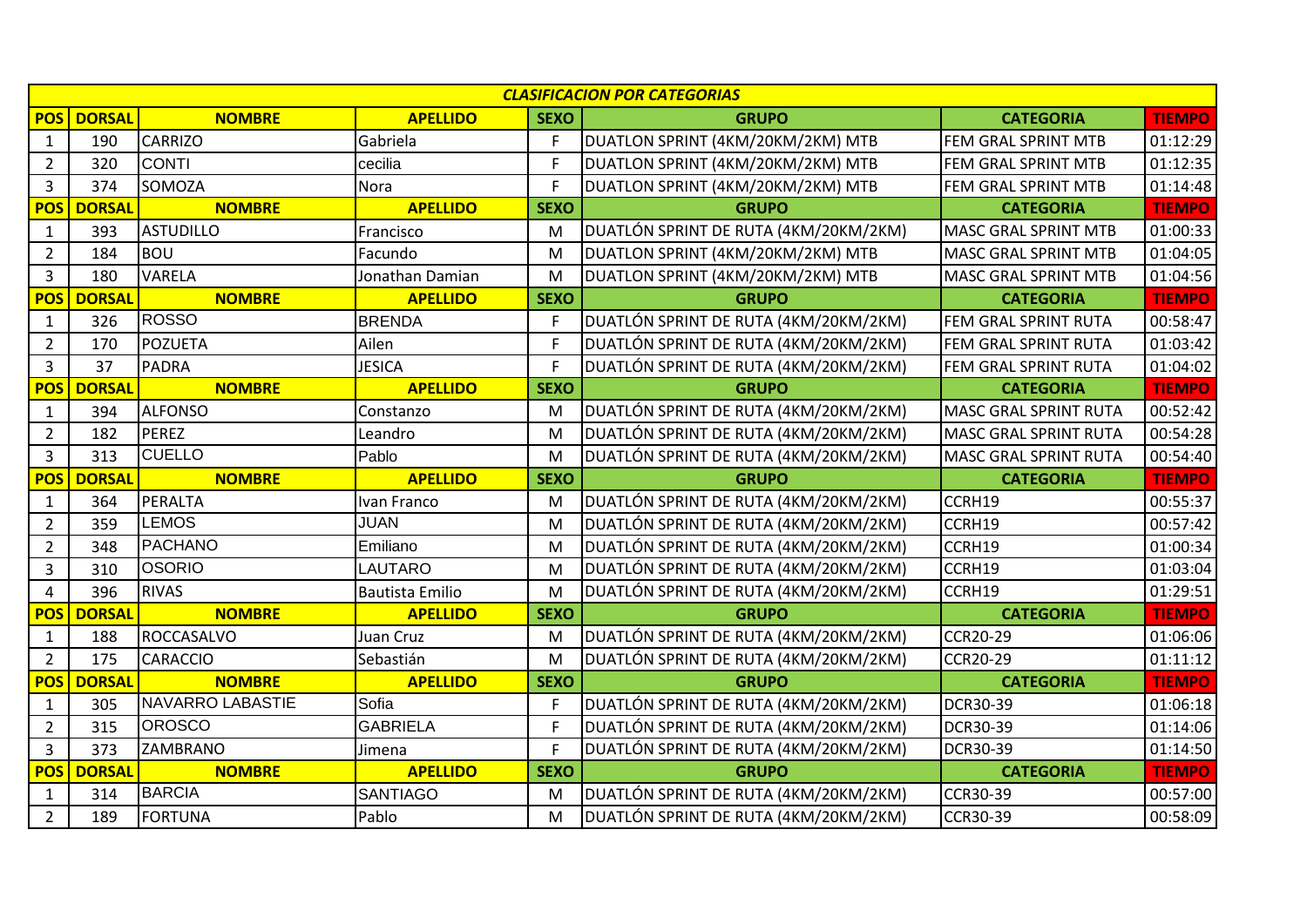| CLASIFICACION POR CATEGORIAS | | | | | | | |
|---|---|---|---|---|---|---|---|
| **POS** | **DORSAL** | **NOMBRE** | **APELLIDO** | **SEXO** | **GRUPO** | **CATEGORIA** | **TIEMPO** |
| 1 | 190 | CARRIZO | Gabriela | F | DUATLON SPRINT (4KM/20KM/2KM) MTB | FEM GRAL SPRINT MTB | 01:12:29 |
| 2 | 320 | CONTI | cecilia | F | DUATLON SPRINT (4KM/20KM/2KM) MTB | FEM GRAL SPRINT MTB | 01:12:35 |
| 3 | 374 | SOMOZA | Nora | F | DUATLON SPRINT (4KM/20KM/2KM) MTB | FEM GRAL SPRINT MTB | 01:14:48 |
| **POS** | **DORSAL** | **NOMBRE** | **APELLIDO** | **SEXO** | **GRUPO** | **CATEGORIA** | **TIEMPO** |
| 1 | 393 | ASTUDILLO | Francisco | M | DUATLÓN SPRINT DE RUTA (4KM/20KM/2KM) | MASC GRAL SPRINT MTB | 01:00:33 |
| 2 | 184 | BOU | Facundo | M | DUATLON SPRINT (4KM/20KM/2KM) MTB | MASC GRAL SPRINT MTB | 01:04:05 |
| 3 | 180 | VARELA | Jonathan Damian | M | DUATLON SPRINT (4KM/20KM/2KM) MTB | MASC GRAL SPRINT MTB | 01:04:56 |
| **POS** | **DORSAL** | **NOMBRE** | **APELLIDO** | **SEXO** | **GRUPO** | **CATEGORIA** | **TIEMPO** |
| 1 | 326 | ROSSO | BRENDA | F | DUATLÓN SPRINT DE RUTA (4KM/20KM/2KM) | FEM GRAL SPRINT RUTA | 00:58:47 |
| 2 | 170 | POZUETA | Ailen | F | DUATLÓN SPRINT DE RUTA (4KM/20KM/2KM) | FEM GRAL SPRINT RUTA | 01:03:42 |
| 3 | 37 | PADRA | JESICA | F | DUATLÓN SPRINT DE RUTA (4KM/20KM/2KM) | FEM GRAL SPRINT RUTA | 01:04:02 |
| **POS** | **DORSAL** | **NOMBRE** | **APELLIDO** | **SEXO** | **GRUPO** | **CATEGORIA** | **TIEMPO** |
| 1 | 394 | ALFONSO | Constanzo | M | DUATLÓN SPRINT DE RUTA (4KM/20KM/2KM) | MASC GRAL SPRINT RUTA | 00:52:42 |
| 2 | 182 | PEREZ | Leandro | M | DUATLÓN SPRINT DE RUTA (4KM/20KM/2KM) | MASC GRAL SPRINT RUTA | 00:54:28 |
| 3 | 313 | CUELLO | Pablo | M | DUATLÓN SPRINT DE RUTA (4KM/20KM/2KM) | MASC GRAL SPRINT RUTA | 00:54:40 |
| **POS** | **DORSAL** | **NOMBRE** | **APELLIDO** | **SEXO** | **GRUPO** | **CATEGORIA** | **TIEMPO** |
| 1 | 364 | PERALTA | Ivan Franco | M | DUATLÓN SPRINT DE RUTA (4KM/20KM/2KM) | CCRH19 | 00:55:37 |
| 2 | 359 | LEMOS | JUAN | M | DUATLÓN SPRINT DE RUTA (4KM/20KM/2KM) | CCRH19 | 00:57:42 |
| 2 | 348 | PACHANO | Emiliano | M | DUATLÓN SPRINT DE RUTA (4KM/20KM/2KM) | CCRH19 | 01:00:34 |
| 3 | 310 | OSORIO | LAUTARO | M | DUATLÓN SPRINT DE RUTA (4KM/20KM/2KM) | CCRH19 | 01:03:04 |
| 4 | 396 | RIVAS | Bautista Emilio | M | DUATLÓN SPRINT DE RUTA (4KM/20KM/2KM) | CCRH19 | 01:29:51 |
| **POS** | **DORSAL** | **NOMBRE** | **APELLIDO** | **SEXO** | **GRUPO** | **CATEGORIA** | **TIEMPO** |
| 1 | 188 | ROCCASALVO | Juan Cruz | M | DUATLÓN SPRINT DE RUTA (4KM/20KM/2KM) | CCR20-29 | 01:06:06 |
| 2 | 175 | CARACCIO | Sebastián | M | DUATLÓN SPRINT DE RUTA (4KM/20KM/2KM) | CCR20-29 | 01:11:12 |
| **POS** | **DORSAL** | **NOMBRE** | **APELLIDO** | **SEXO** | **GRUPO** | **CATEGORIA** | **TIEMPO** |
| 1 | 305 | NAVARRO LABASTIE | Sofia | F | DUATLÓN SPRINT DE RUTA (4KM/20KM/2KM) | DCR30-39 | 01:06:18 |
| 2 | 315 | OROSCO | GABRIELA | F | DUATLÓN SPRINT DE RUTA (4KM/20KM/2KM) | DCR30-39 | 01:14:06 |
| 3 | 373 | ZAMBRANO | Jimena | F | DUATLÓN SPRINT DE RUTA (4KM/20KM/2KM) | DCR30-39 | 01:14:50 |
| **POS** | **DORSAL** | **NOMBRE** | **APELLIDO** | **SEXO** | **GRUPO** | **CATEGORIA** | **TIEMPO** |
| 1 | 314 | BARCIA | SANTIAGO | M | DUATLÓN SPRINT DE RUTA (4KM/20KM/2KM) | CCR30-39 | 00:57:00 |
| 2 | 189 | FORTUNA | Pablo | M | DUATLÓN SPRINT DE RUTA (4KM/20KM/2KM) | CCR30-39 | 00:58:09 |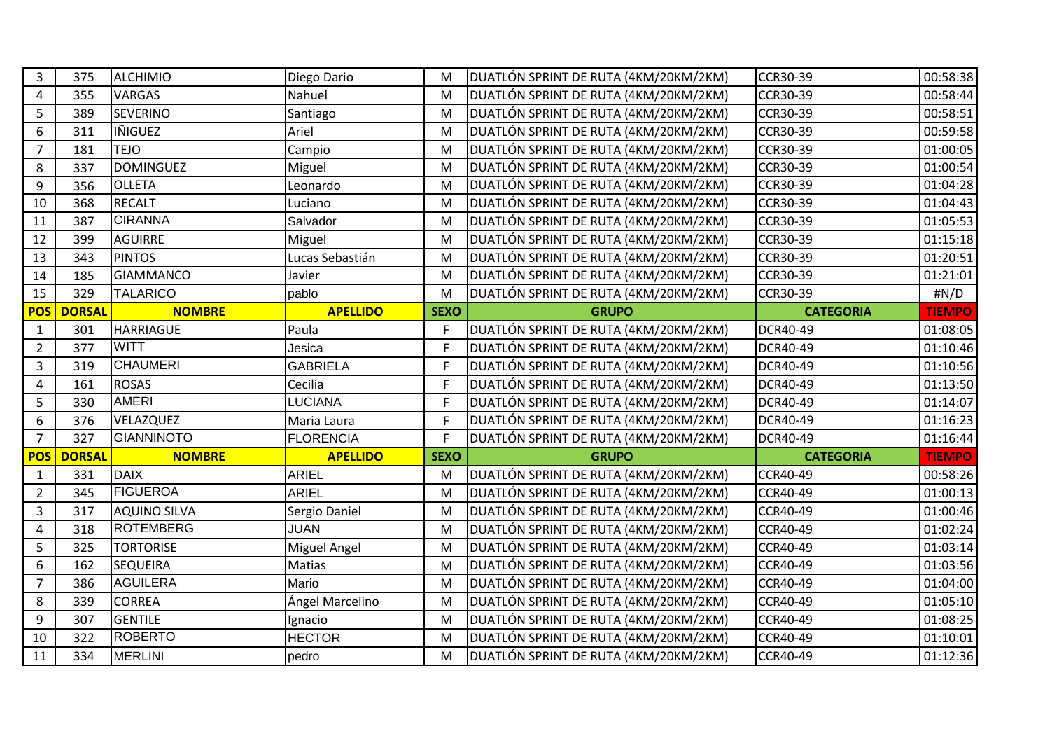| | | | | | | | |
|---|---|---|---|---|---|---|---|
| 3 | 375 | ALCHIMIO | Diego Dario | M | DUATLÓN SPRINT DE RUTA (4KM/20KM/2KM) | CCR30-39 | 00:58:38 |
| 4 | 355 | VARGAS | Nahuel | M | DUATLÓN SPRINT DE RUTA (4KM/20KM/2KM) | CCR30-39 | 00:58:44 |
| 5 | 389 | SEVERINO | Santiago | M | DUATLÓN SPRINT DE RUTA (4KM/20KM/2KM) | CCR30-39 | 00:58:51 |
| 6 | 311 | IÑIGUEZ | Ariel | M | DUATLÓN SPRINT DE RUTA (4KM/20KM/2KM) | CCR30-39 | 00:59:58 |
| 7 | 181 | TEJO | Campio | M | DUATLÓN SPRINT DE RUTA (4KM/20KM/2KM) | CCR30-39 | 01:00:05 |
| 8 | 337 | DOMINGUEZ | Miguel | M | DUATLÓN SPRINT DE RUTA (4KM/20KM/2KM) | CCR30-39 | 01:00:54 |
| 9 | 356 | OLLETA | Leonardo | M | DUATLÓN SPRINT DE RUTA (4KM/20KM/2KM) | CCR30-39 | 01:04:28 |
| 10 | 368 | RECALT | Luciano | M | DUATLÓN SPRINT DE RUTA (4KM/20KM/2KM) | CCR30-39 | 01:04:43 |
| 11 | 387 | CIRANNA | Salvador | M | DUATLÓN SPRINT DE RUTA (4KM/20KM/2KM) | CCR30-39 | 01:05:53 |
| 12 | 399 | AGUIRRE | Miguel | M | DUATLÓN SPRINT DE RUTA (4KM/20KM/2KM) | CCR30-39 | 01:15:18 |
| 13 | 343 | PINTOS | Lucas Sebastián | M | DUATLÓN SPRINT DE RUTA (4KM/20KM/2KM) | CCR30-39 | 01:20:51 |
| 14 | 185 | GIAMMANCO | Javier | M | DUATLÓN SPRINT DE RUTA (4KM/20KM/2KM) | CCR30-39 | 01:21:01 |
| 15 | 329 | TALARICO | pablo | M | DUATLÓN SPRINT DE RUTA (4KM/20KM/2KM) | CCR30-39 | #N/D |

| POS | DORSAL | NOMBRE | APELLIDO | SEXO | GRUPO | CATEGORIA | TIEMPO |
|---|---|---|---|---|---|---|---|
| 1 | 301 | HARRIAGUE | Paula | F | DUATLÓN SPRINT DE RUTA (4KM/20KM/2KM) | DCR40-49 | 01:08:05 |
| 2 | 377 | WITT | Jesica | F | DUATLÓN SPRINT DE RUTA (4KM/20KM/2KM) | DCR40-49 | 01:10:46 |
| 3 | 319 | CHAUMERI | GABRIELA | F | DUATLÓN SPRINT DE RUTA (4KM/20KM/2KM) | DCR40-49 | 01:10:56 |
| 4 | 161 | ROSAS | Cecilia | F | DUATLÓN SPRINT DE RUTA (4KM/20KM/2KM) | DCR40-49 | 01:13:50 |
| 5 | 330 | AMERI | LUCIANA | F | DUATLÓN SPRINT DE RUTA (4KM/20KM/2KM) | DCR40-49 | 01:14:07 |
| 6 | 376 | VELAZQUEZ | Maria Laura | F | DUATLÓN SPRINT DE RUTA (4KM/20KM/2KM) | DCR40-49 | 01:16:23 |
| 7 | 327 | GIANNINOTO | FLORENCIA | F | DUATLÓN SPRINT DE RUTA (4KM/20KM/2KM) | DCR40-49 | 01:16:44 |

| POS | DORSAL | NOMBRE | APELLIDO | SEXO | GRUPO | CATEGORIA | TIEMPO |
|---|---|---|---|---|---|---|---|
| 1 | 331 | DAIX | ARIEL | M | DUATLÓN SPRINT DE RUTA (4KM/20KM/2KM) | CCR40-49 | 00:58:26 |
| 2 | 345 | FIGUEROA | ARIEL | M | DUATLÓN SPRINT DE RUTA (4KM/20KM/2KM) | CCR40-49 | 01:00:13 |
| 3 | 317 | AQUINO SILVA | Sergio Daniel | M | DUATLÓN SPRINT DE RUTA (4KM/20KM/2KM) | CCR40-49 | 01:00:46 |
| 4 | 318 | ROTEMBERG | JUAN | M | DUATLÓN SPRINT DE RUTA (4KM/20KM/2KM) | CCR40-49 | 01:02:24 |
| 5 | 325 | TORTORISE | Miguel Angel | M | DUATLÓN SPRINT DE RUTA (4KM/20KM/2KM) | CCR40-49 | 01:03:14 |
| 6 | 162 | SEQUEIRA | Matias | M | DUATLÓN SPRINT DE RUTA (4KM/20KM/2KM) | CCR40-49 | 01:03:56 |
| 7 | 386 | AGUILERA | Mario | M | DUATLÓN SPRINT DE RUTA (4KM/20KM/2KM) | CCR40-49 | 01:04:00 |
| 8 | 339 | CORREA | Ángel Marcelino | M | DUATLÓN SPRINT DE RUTA (4KM/20KM/2KM) | CCR40-49 | 01:05:10 |
| 9 | 307 | GENTILE | Ignacio | M | DUATLÓN SPRINT DE RUTA (4KM/20KM/2KM) | CCR40-49 | 01:08:25 |
| 10 | 322 | ROBERTO | HECTOR | M | DUATLÓN SPRINT DE RUTA (4KM/20KM/2KM) | CCR40-49 | 01:10:01 |
| 11 | 334 | MERLINI | pedro | M | DUATLÓN SPRINT DE RUTA (4KM/20KM/2KM) | CCR40-49 | 01:12:36 |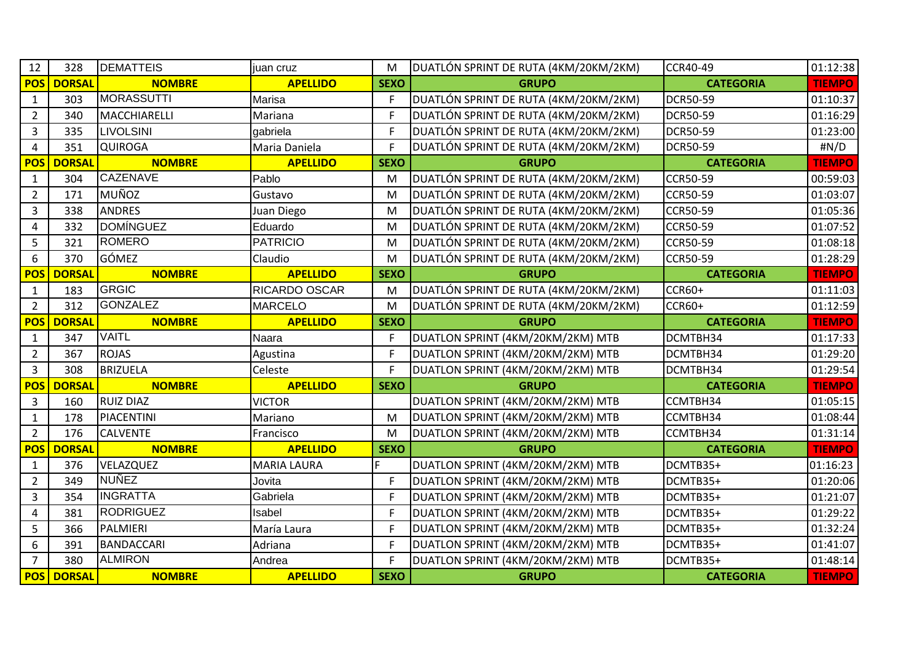| | | | | | | | |
|---|---|---|---|---|---|---|---|
| 12 | 328 | DEMATTEIS | juan cruz | M | DUATLÓN SPRINT DE RUTA (4KM/20KM/2KM) | CCR40-49 | 01:12:38 |
| **POS** | **DORSAL** | **NOMBRE** | **APELLIDO** | **SEXO** | **GRUPO** | **CATEGORIA** | **TIEMPO** |
| 1 | 303 | MORASSUTTI | Marisa | F | DUATLÓN SPRINT DE RUTA (4KM/20KM/2KM) | DCR50-59 | 01:10:37 |
| 2 | 340 | MACCHIARELLI | Mariana | F | DUATLÓN SPRINT DE RUTA (4KM/20KM/2KM) | DCR50-59 | 01:16:29 |
| 3 | 335 | LIVOLSINI | gabriela | F | DUATLÓN SPRINT DE RUTA (4KM/20KM/2KM) | DCR50-59 | 01:23:00 |
| 4 | 351 | QUIROGA | Maria Daniela | F | DUATLÓN SPRINT DE RUTA (4KM/20KM/2KM) | DCR50-59 | #N/D |
| **POS** | **DORSAL** | **NOMBRE** | **APELLIDO** | **SEXO** | **GRUPO** | **CATEGORIA** | **TIEMPO** |
| 1 | 304 | CAZENAVE | Pablo | M | DUATLÓN SPRINT DE RUTA (4KM/20KM/2KM) | CCR50-59 | 00:59:03 |
| 2 | 171 | MUÑOZ | Gustavo | M | DUATLÓN SPRINT DE RUTA (4KM/20KM/2KM) | CCR50-59 | 01:03:07 |
| 3 | 338 | ANDRES | Juan Diego | M | DUATLÓN SPRINT DE RUTA (4KM/20KM/2KM) | CCR50-59 | 01:05:36 |
| 4 | 332 | DOMÍNGUEZ | Eduardo | M | DUATLÓN SPRINT DE RUTA (4KM/20KM/2KM) | CCR50-59 | 01:07:52 |
| 5 | 321 | ROMERO | PATRICIO | M | DUATLÓN SPRINT DE RUTA (4KM/20KM/2KM) | CCR50-59 | 01:08:18 |
| 6 | 370 | GÓMEZ | Claudio | M | DUATLÓN SPRINT DE RUTA (4KM/20KM/2KM) | CCR50-59 | 01:28:29 |
| **POS** | **DORSAL** | **NOMBRE** | **APELLIDO** | **SEXO** | **GRUPO** | **CATEGORIA** | **TIEMPO** |
| 1 | 183 | GRGIC | RICARDO OSCAR | M | DUATLÓN SPRINT DE RUTA (4KM/20KM/2KM) | CCR60+ | 01:11:03 |
| 2 | 312 | GONZALEZ | MARCELO | M | DUATLÓN SPRINT DE RUTA (4KM/20KM/2KM) | CCR60+ | 01:12:59 |
| **POS** | **DORSAL** | **NOMBRE** | **APELLIDO** | **SEXO** | **GRUPO** | **CATEGORIA** | **TIEMPO** |
| 1 | 347 | VAITL | Naara | F | DUATLON SPRINT (4KM/20KM/2KM) MTB | DCMTBH34 | 01:17:33 |
| 2 | 367 | ROJAS | Agustina | F | DUATLON SPRINT (4KM/20KM/2KM) MTB | DCMTBH34 | 01:29:20 |
| 3 | 308 | BRIZUELA | Celeste | F | DUATLON SPRINT (4KM/20KM/2KM) MTB | DCMTBH34 | 01:29:54 |
| **POS** | **DORSAL** | **NOMBRE** | **APELLIDO** | **SEXO** | **GRUPO** | **CATEGORIA** | **TIEMPO** |
| 3 | 160 | RUIZ DIAZ | VICTOR | | DUATLON SPRINT (4KM/20KM/2KM) MTB | CCMTBH34 | 01:05:15 |
| 1 | 178 | PIACENTINI | Mariano | M | DUATLON SPRINT (4KM/20KM/2KM) MTB | CCMTBH34 | 01:08:44 |
| 2 | 176 | CALVENTE | Francisco | M | DUATLON SPRINT (4KM/20KM/2KM) MTB | CCMTBH34 | 01:31:14 |
| **POS** | **DORSAL** | **NOMBRE** | **APELLIDO** | **SEXO** | **GRUPO** | **CATEGORIA** | **TIEMPO** |
| 1 | 376 | VELAZQUEZ | MARIA LAURA | F | DUATLON SPRINT (4KM/20KM/2KM) MTB | DCMTB35+ | 01:16:23 |
| 2 | 349 | NUÑEZ | Jovita | F | DUATLON SPRINT (4KM/20KM/2KM) MTB | DCMTB35+ | 01:20:06 |
| 3 | 354 | INGRATTA | Gabriela | F | DUATLON SPRINT (4KM/20KM/2KM) MTB | DCMTB35+ | 01:21:07 |
| 4 | 381 | RODRIGUEZ | Isabel | F | DUATLON SPRINT (4KM/20KM/2KM) MTB | DCMTB35+ | 01:29:22 |
| 5 | 366 | PALMIERI | María Laura | F | DUATLON SPRINT (4KM/20KM/2KM) MTB | DCMTB35+ | 01:32:24 |
| 6 | 391 | BANDACCARI | Adriana | F | DUATLON SPRINT (4KM/20KM/2KM) MTB | DCMTB35+ | 01:41:07 |
| 7 | 380 | ALMIRON | Andrea | F | DUATLON SPRINT (4KM/20KM/2KM) MTB | DCMTB35+ | 01:48:14 |
| **POS** | **DORSAL** | **NOMBRE** | **APELLIDO** | **SEXO** | **GRUPO** | **CATEGORIA** | **TIEMPO** |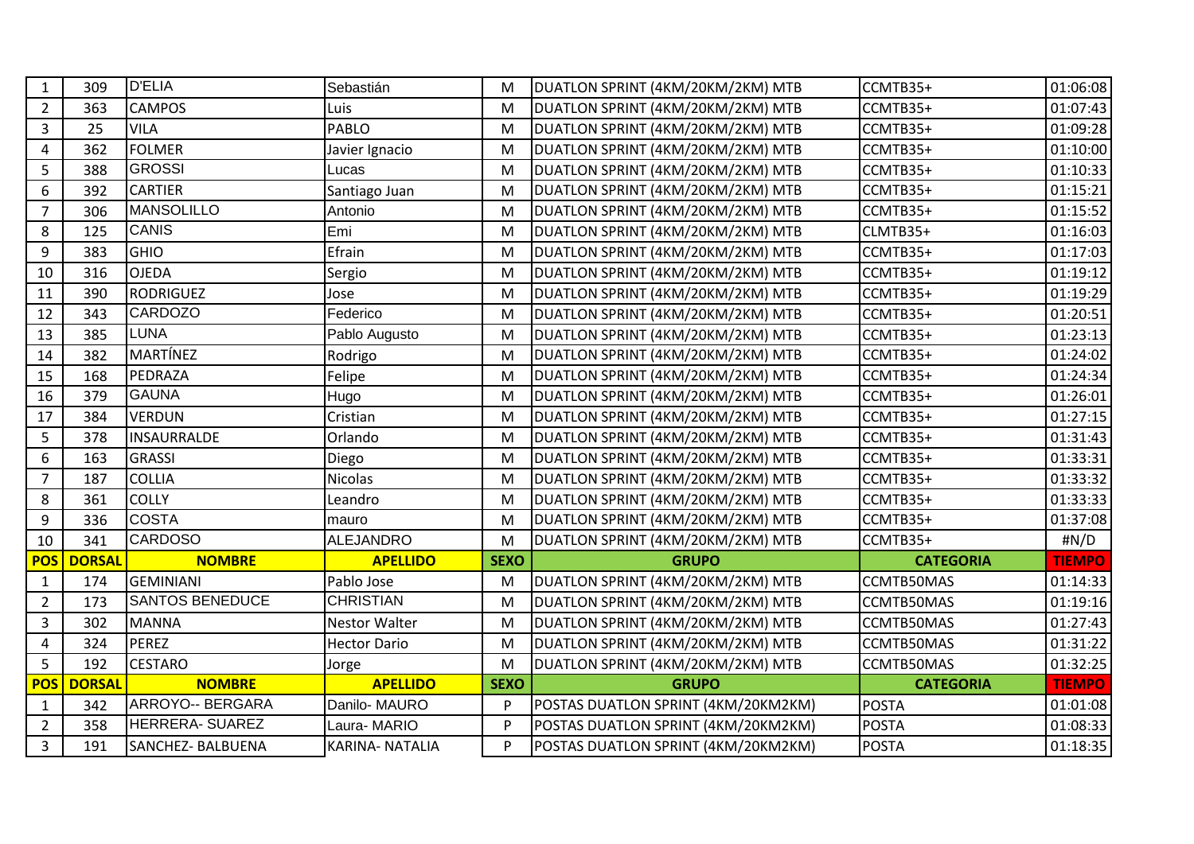| | | | | | | | |
|---|---|---|---|---|---|---|---|
| 1 | 309 | D'ELIA | Sebastián | M | DUATLON SPRINT (4KM/20KM/2KM) MTB | CCMTB35+ | 01:06:08 |
| 2 | 363 | CAMPOS | Luis | M | DUATLON SPRINT (4KM/20KM/2KM) MTB | CCMTB35+ | 01:07:43 |
| 3 | 25 | VILA | PABLO | M | DUATLON SPRINT (4KM/20KM/2KM) MTB | CCMTB35+ | 01:09:28 |
| 4 | 362 | FOLMER | Javier Ignacio | M | DUATLON SPRINT (4KM/20KM/2KM) MTB | CCMTB35+ | 01:10:00 |
| 5 | 388 | GROSSI | Lucas | M | DUATLON SPRINT (4KM/20KM/2KM) MTB | CCMTB35+ | 01:10:33 |
| 6 | 392 | CARTIER | Santiago Juan | M | DUATLON SPRINT (4KM/20KM/2KM) MTB | CCMTB35+ | 01:15:21 |
| 7 | 306 | MANSOLILLO | Antonio | M | DUATLON SPRINT (4KM/20KM/2KM) MTB | CCMTB35+ | 01:15:52 |
| 8 | 125 | CANIS | Emi | M | DUATLON SPRINT (4KM/20KM/2KM) MTB | CLMTB35+ | 01:16:03 |
| 9 | 383 | GHIO | Efrain | M | DUATLON SPRINT (4KM/20KM/2KM) MTB | CCMTB35+ | 01:17:03 |
| 10 | 316 | OJEDA | Sergio | M | DUATLON SPRINT (4KM/20KM/2KM) MTB | CCMTB35+ | 01:19:12 |
| 11 | 390 | RODRIGUEZ | Jose | M | DUATLON SPRINT (4KM/20KM/2KM) MTB | CCMTB35+ | 01:19:29 |
| 12 | 343 | CARDOZO | Federico | M | DUATLON SPRINT (4KM/20KM/2KM) MTB | CCMTB35+ | 01:20:51 |
| 13 | 385 | LUNA | Pablo Augusto | M | DUATLON SPRINT (4KM/20KM/2KM) MTB | CCMTB35+ | 01:23:13 |
| 14 | 382 | MARTÍNEZ | Rodrigo | M | DUATLON SPRINT (4KM/20KM/2KM) MTB | CCMTB35+ | 01:24:02 |
| 15 | 168 | PEDRAZA | Felipe | M | DUATLON SPRINT (4KM/20KM/2KM) MTB | CCMTB35+ | 01:24:34 |
| 16 | 379 | GAUNA | Hugo | M | DUATLON SPRINT (4KM/20KM/2KM) MTB | CCMTB35+ | 01:26:01 |
| 17 | 384 | VERDUN | Cristian | M | DUATLON SPRINT (4KM/20KM/2KM) MTB | CCMTB35+ | 01:27:15 |
| 5 | 378 | INSAURRALDE | Orlando | M | DUATLON SPRINT (4KM/20KM/2KM) MTB | CCMTB35+ | 01:31:43 |
| 6 | 163 | GRASSI | Diego | M | DUATLON SPRINT (4KM/20KM/2KM) MTB | CCMTB35+ | 01:33:31 |
| 7 | 187 | COLLIA | Nicolas | M | DUATLON SPRINT (4KM/20KM/2KM) MTB | CCMTB35+ | 01:33:32 |
| 8 | 361 | COLLY | Leandro | M | DUATLON SPRINT (4KM/20KM/2KM) MTB | CCMTB35+ | 01:33:33 |
| 9 | 336 | COSTA | mauro | M | DUATLON SPRINT (4KM/20KM/2KM) MTB | CCMTB35+ | 01:37:08 |
| 10 | 341 | CARDOSO | ALEJANDRO | M | DUATLON SPRINT (4KM/20KM/2KM) MTB | CCMTB35+ | #N/D |
| **POS** | **DORSAL** | **NOMBRE** | **APELLIDO** | **SEXO** | **GRUPO** | **CATEGORIA** | **TIEMPO** |
| 1 | 174 | GEMINIANI | Pablo Jose | M | DUATLON SPRINT (4KM/20KM/2KM) MTB | CCMTB50MAS | 01:14:33 |
| 2 | 173 | SANTOS BENEDUCE | CHRISTIAN | M | DUATLON SPRINT (4KM/20KM/2KM) MTB | CCMTB50MAS | 01:19:16 |
| 3 | 302 | MANNA | Nestor Walter | M | DUATLON SPRINT (4KM/20KM/2KM) MTB | CCMTB50MAS | 01:27:43 |
| 4 | 324 | PEREZ | Hector Dario | M | DUATLON SPRINT (4KM/20KM/2KM) MTB | CCMTB50MAS | 01:31:22 |
| 5 | 192 | CESTARO | Jorge | M | DUATLON SPRINT (4KM/20KM/2KM) MTB | CCMTB50MAS | 01:32:25 |
| **POS** | **DORSAL** | **NOMBRE** | **APELLIDO** | **SEXO** | **GRUPO** | **CATEGORIA** | **TIEMPO** |
| 1 | 342 | ARROYO-- BERGARA | Danilo- MAURO | P | POSTAS DUATLON SPRINT (4KM/20KM2KM) | POSTA | 01:01:08 |
| 2 | 358 | HERRERA- SUAREZ | Laura- MARIO | P | POSTAS DUATLON SPRINT (4KM/20KM2KM) | POSTA | 01:08:33 |
| 3 | 191 | SANCHEZ- BALBUENA | KARINA- NATALIA | P | POSTAS DUATLON SPRINT (4KM/20KM2KM) | POSTA | 01:18:35 |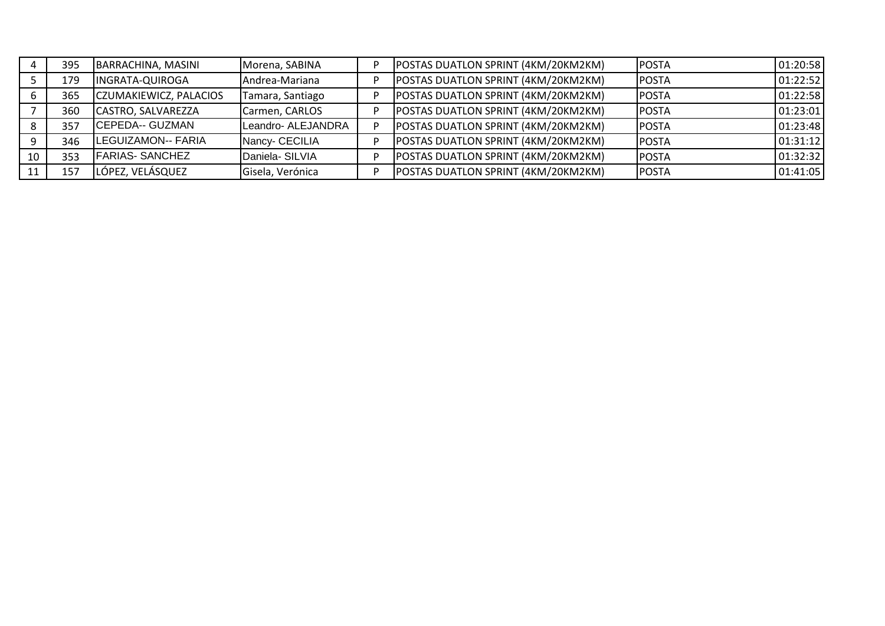| | | | | | | | |
|---|---|---|---|---|---|---|---|
| 4 | 395 | BARRACHINA, MASINI | Morena, SABINA | P | POSTAS DUATLON SPRINT (4KM/20KM2KM) | POSTA | 01:20:58 |
| 5 | 179 | INGRATA-QUIROGA | Andrea-Mariana | P | POSTAS DUATLON SPRINT (4KM/20KM2KM) | POSTA | 01:22:52 |
| 6 | 365 | CZUMAKIEWICZ, PALACIOS | Tamara, Santiago | P | POSTAS DUATLON SPRINT (4KM/20KM2KM) | POSTA | 01:22:58 |
| 7 | 360 | CASTRO, SALVAREZZA | Carmen, CARLOS | P | POSTAS DUATLON SPRINT (4KM/20KM2KM) | POSTA | 01:23:01 |
| 8 | 357 | CEPEDA-- GUZMAN | Leandro- ALEJANDRA | P | POSTAS DUATLON SPRINT (4KM/20KM2KM) | POSTA | 01:23:48 |
| 9 | 346 | LEGUIZAMON-- FARIA | Nancy- CECILIA | P | POSTAS DUATLON SPRINT (4KM/20KM2KM) | POSTA | 01:31:12 |
| 10 | 353 | FARIAS- SANCHEZ | Daniela- SILVIA | P | POSTAS DUATLON SPRINT (4KM/20KM2KM) | POSTA | 01:32:32 |
| 11 | 157 | LÓPEZ, VELÁSQUEZ | Gisela, Verónica | P | POSTAS DUATLON SPRINT (4KM/20KM2KM) | POSTA | 01:41:05 |